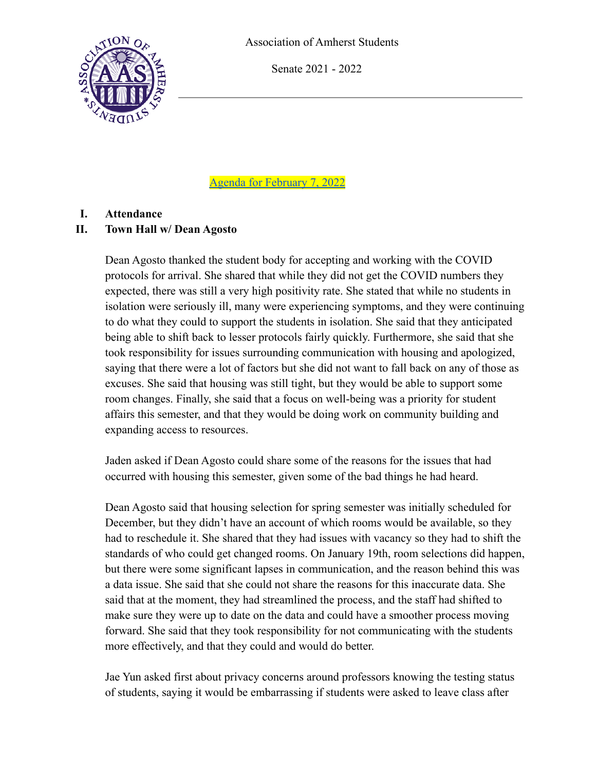Association of Amherst Students

Senate 2021 - 2022

---

[Agenda for February 7, 2022]

I. **Attendance**

II. **Town Hall w/ Dean Agosto**

Dean Agosto thanked the student body for accepting and working with the COVID protocols for arrival. She shared that while they did not get the COVID numbers they expected, there was still a very high positivity rate. She stated that while no students in isolation were seriously ill, many were experiencing symptoms, and they were continuing to do what they could to support the students in isolation. She said that they anticipated being able to shift back to lesser protocols fairly quickly. Furthermore, she said that she took responsibility for issues surrounding communication with housing and apologized, saying that there were a lot of factors but she did not want to fall back on any of those as excuses. She said that housing was still tight, but they would be able to support some room changes. Finally, she said that a focus on well-being was a priority for student affairs this semester, and that they would be doing work on community building and expanding access to resources.

Jaden asked if Dean Agosto could share some of the reasons for the issues that had occurred with housing this semester, given some of the bad things he had heard.

Dean Agosto said that housing selection for spring semester was initially scheduled for December, but they didn't have an account of which rooms would be available, so they had to reschedule it. She shared that they had issues with vacancy so they had to shift the standards of who could get changed rooms. On January 19th, room selections did happen, but there were some significant lapses in communication, and the reason behind this was a data issue. She said that she could not share the reasons for this inaccurate data. She said that at the moment, they had streamlined the process, and the staff had shifted to make sure they were up to date on the data and could have a smoother process moving forward. She said that they took responsibility for not communicating with the students more effectively, and that they could and would do better.

Jae Yun asked first about privacy concerns around professors knowing the testing status of students, saying it would be embarrassing if students were asked to leave class after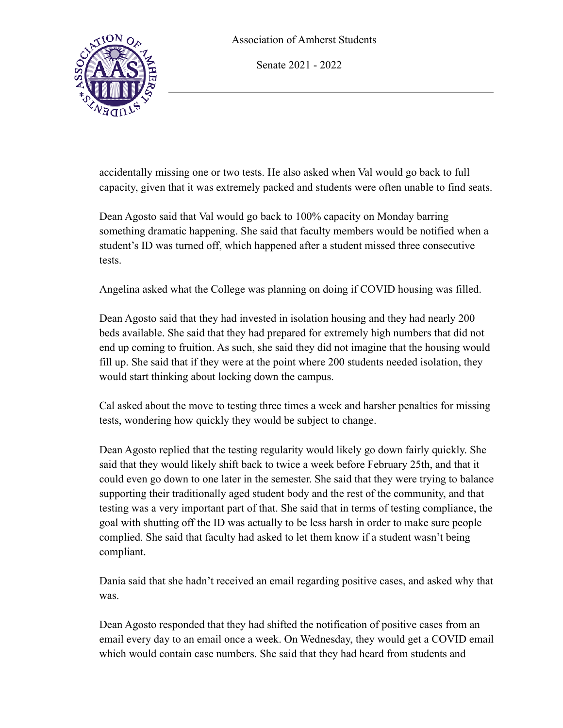accidentally missing one or two tests. He also asked when Val would go back to full capacity, given that it was extremely packed and students were often unable to find seats.

Dean Agosto said that Val would go back to 100% capacity on Monday barring something dramatic happening. She said that faculty members would be notified when a student's ID was turned off, which happened after a student missed three consecutive tests.

Angelina asked what the College was planning on doing if COVID housing was filled.

Dean Agosto said that they had invested in isolation housing and they had nearly 200 beds available. She said that they had prepared for extremely high numbers that did not end up coming to fruition. As such, she said they did not imagine that the housing would fill up. She said that if they were at the point where 200 students needed isolation, they would start thinking about locking down the campus.

Cal asked about the move to testing three times a week and harsher penalties for missing tests, wondering how quickly they would be subject to change.

Dean Agosto replied that the testing regularity would likely go down fairly quickly. She said that they would likely shift back to twice a week before February 25th, and that it could even go down to one later in the semester. She said that they were trying to balance supporting their traditionally aged student body and the rest of the community, and that testing was a very important part of that. She said that in terms of testing compliance, the goal with shutting off the ID was actually to be less harsh in order to make sure people complied. She said that faculty had asked to let them know if a student wasn't being compliant.

Dania said that she hadn't received an email regarding positive cases, and asked why that was.

Dean Agosto responded that they had shifted the notification of positive cases from an email every day to an email once a week. On Wednesday, they would get a COVID email which would contain case numbers. She said that they had heard from students and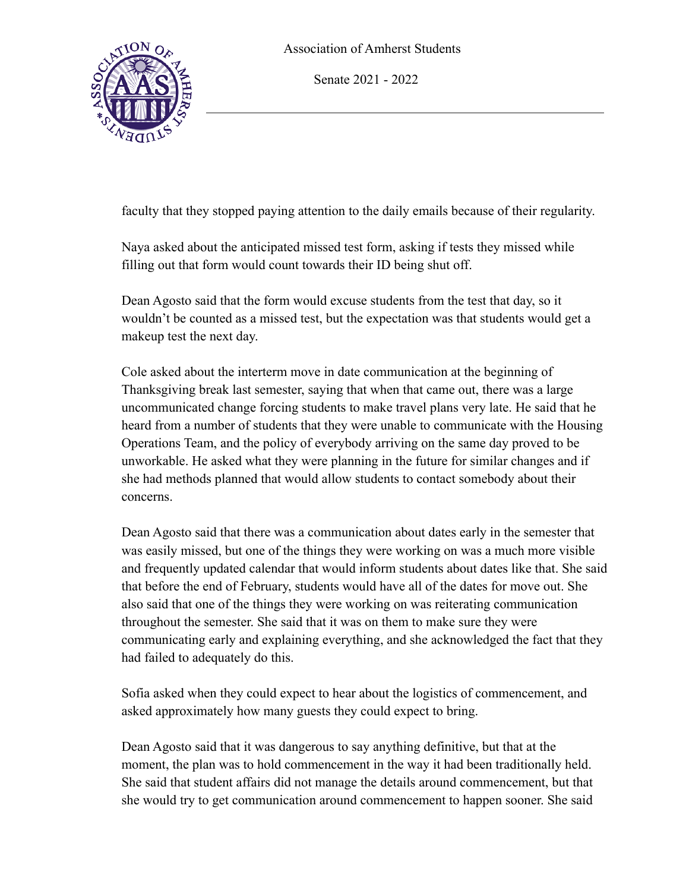faculty that they stopped paying attention to the daily emails because of their regularity.

Naya asked about the anticipated missed test form, asking if tests they missed while filling out that form would count towards their ID being shut off.

Dean Agosto said that the form would excuse students from the test that day, so it wouldn't be counted as a missed test, but the expectation was that students would get a makeup test the next day.

Cole asked about the interterm move in date communication at the beginning of Thanksgiving break last semester, saying that when that came out, there was a large uncommunicated change forcing students to make travel plans very late. He said that he heard from a number of students that they were unable to communicate with the Housing Operations Team, and the policy of everybody arriving on the same day proved to be unworkable. He asked what they were planning in the future for similar changes and if she had methods planned that would allow students to contact somebody about their concerns.

Dean Agosto said that there was a communication about dates early in the semester that was easily missed, but one of the things they were working on was a much more visible and frequently updated calendar that would inform students about dates like that. She said that before the end of February, students would have all of the dates for move out. She also said that one of the things they were working on was reiterating communication throughout the semester. She said that it was on them to make sure they were communicating early and explaining everything, and she acknowledged the fact that they had failed to adequately do this.

Sofia asked when they could expect to hear about the logistics of commencement, and asked approximately how many guests they could expect to bring.

Dean Agosto said that it was dangerous to say anything definitive, but that at the moment, the plan was to hold commencement in the way it had been traditionally held. She said that student affairs did not manage the details around commencement, but that she would try to get communication around commencement to happen sooner. She said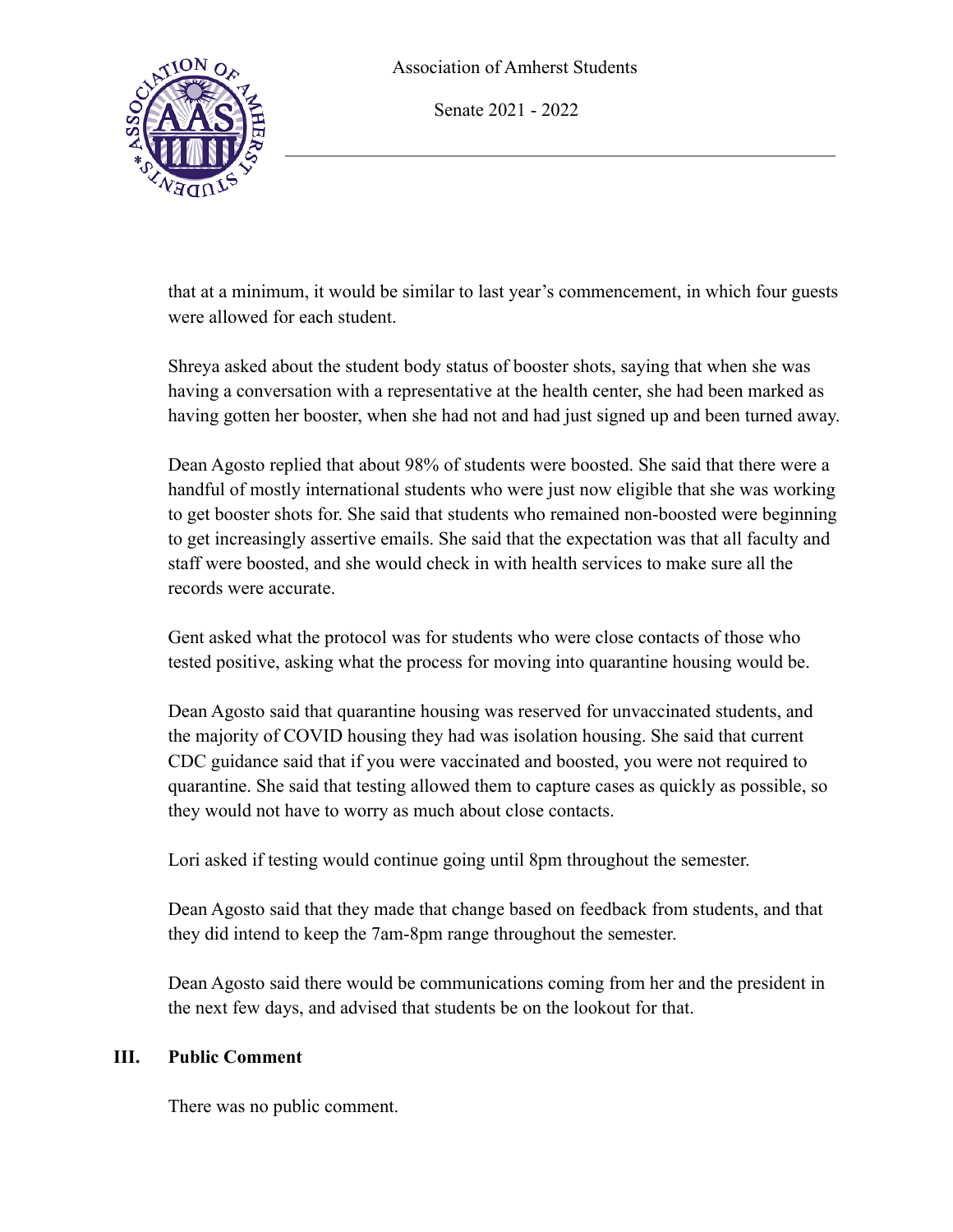that at a minimum, it would be similar to last year's commencement, in which four guests were allowed for each student.

Shreya asked about the student body status of booster shots, saying that when she was having a conversation with a representative at the health center, she had been marked as having gotten her booster, when she had not and had just signed up and been turned away.

Dean Agosto replied that about 98% of students were boosted. She said that there were a handful of mostly international students who were just now eligible that she was working to get booster shots for. She said that students who remained non-boosted were beginning to get increasingly assertive emails. She said that the expectation was that all faculty and staff were boosted, and she would check in with health services to make sure all the records were accurate.

Gent asked what the protocol was for students who were close contacts of those who tested positive, asking what the process for moving into quarantine housing would be.

Dean Agosto said that quarantine housing was reserved for unvaccinated students, and the majority of COVID housing they had was isolation housing. She said that current CDC guidance said that if you were vaccinated and boosted, you were not required to quarantine. She said that testing allowed them to capture cases as quickly as possible, so they would not have to worry as much about close contacts.

Lori asked if testing would continue going until 8pm throughout the semester.

Dean Agosto said that they made that change based on feedback from students, and that they did intend to keep the 7am-8pm range throughout the semester.

Dean Agosto said there would be communications coming from her and the president in the next few days, and advised that students be on the lookout for that.

## III. Public Comment

There was no public comment.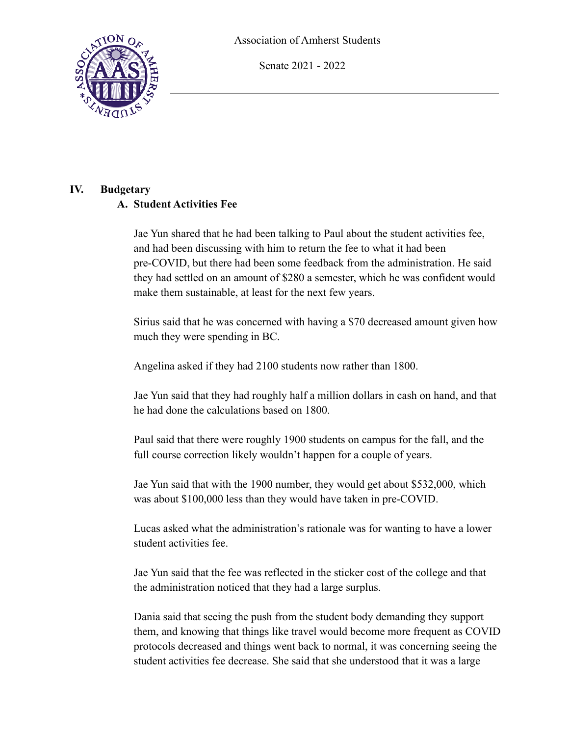## IV. Budgetary

### A. Student Activities Fee

Jae Yun shared that he had been talking to Paul about the student activities fee, and had been discussing with him to return the fee to what it had been pre-COVID, but there had been some feedback from the administration. He said they had settled on an amount of $280 a semester, which he was confident would make them sustainable, at least for the next few years.

Sirius said that he was concerned with having a $70 decreased amount given how much they were spending in BC.

Angelina asked if they had 2100 students now rather than 1800.

Jae Yun said that they had roughly half a million dollars in cash on hand, and that he had done the calculations based on 1800.

Paul said that there were roughly 1900 students on campus for the fall, and the full course correction likely wouldn't happen for a couple of years.

Jae Yun said that with the 1900 number, they would get about $532,000, which was about $100,000 less than they would have taken in pre-COVID.

Lucas asked what the administration's rationale was for wanting to have a lower student activities fee.

Jae Yun said that the fee was reflected in the sticker cost of the college and that the administration noticed that they had a large surplus.

Dania said that seeing the push from the student body demanding they support them, and knowing that things like travel would become more frequent as COVID protocols decreased and things went back to normal, it was concerning seeing the student activities fee decrease. She said that she understood that it was a large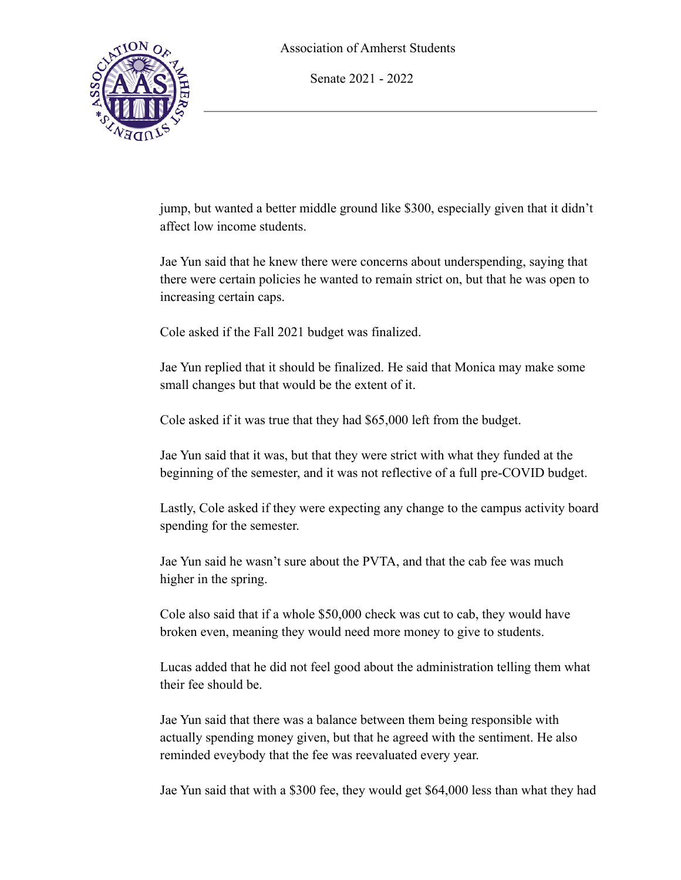jump, but wanted a better middle ground like $300, especially given that it didn't affect low income students.

Jae Yun said that he knew there were concerns about underspending, saying that there were certain policies he wanted to remain strict on, but that he was open to increasing certain caps.

Cole asked if the Fall 2021 budget was finalized.

Jae Yun replied that it should be finalized. He said that Monica may make some small changes but that would be the extent of it.

Cole asked if it was true that they had $65,000 left from the budget.

Jae Yun said that it was, but that they were strict with what they funded at the beginning of the semester, and it was not reflective of a full pre-COVID budget.

Lastly, Cole asked if they were expecting any change to the campus activity board spending for the semester.

Jae Yun said he wasn't sure about the PVTA, and that the cab fee was much higher in the spring.

Cole also said that if a whole $50,000 check was cut to cab, they would have broken even, meaning they would need more money to give to students.

Lucas added that he did not feel good about the administration telling them what their fee should be.

Jae Yun said that there was a balance between them being responsible with actually spending money given, but that he agreed with the sentiment. He also reminded eveybody that the fee was reevaluated every year.

Jae Yun said that with a $300 fee, they would get $64,000 less than what they had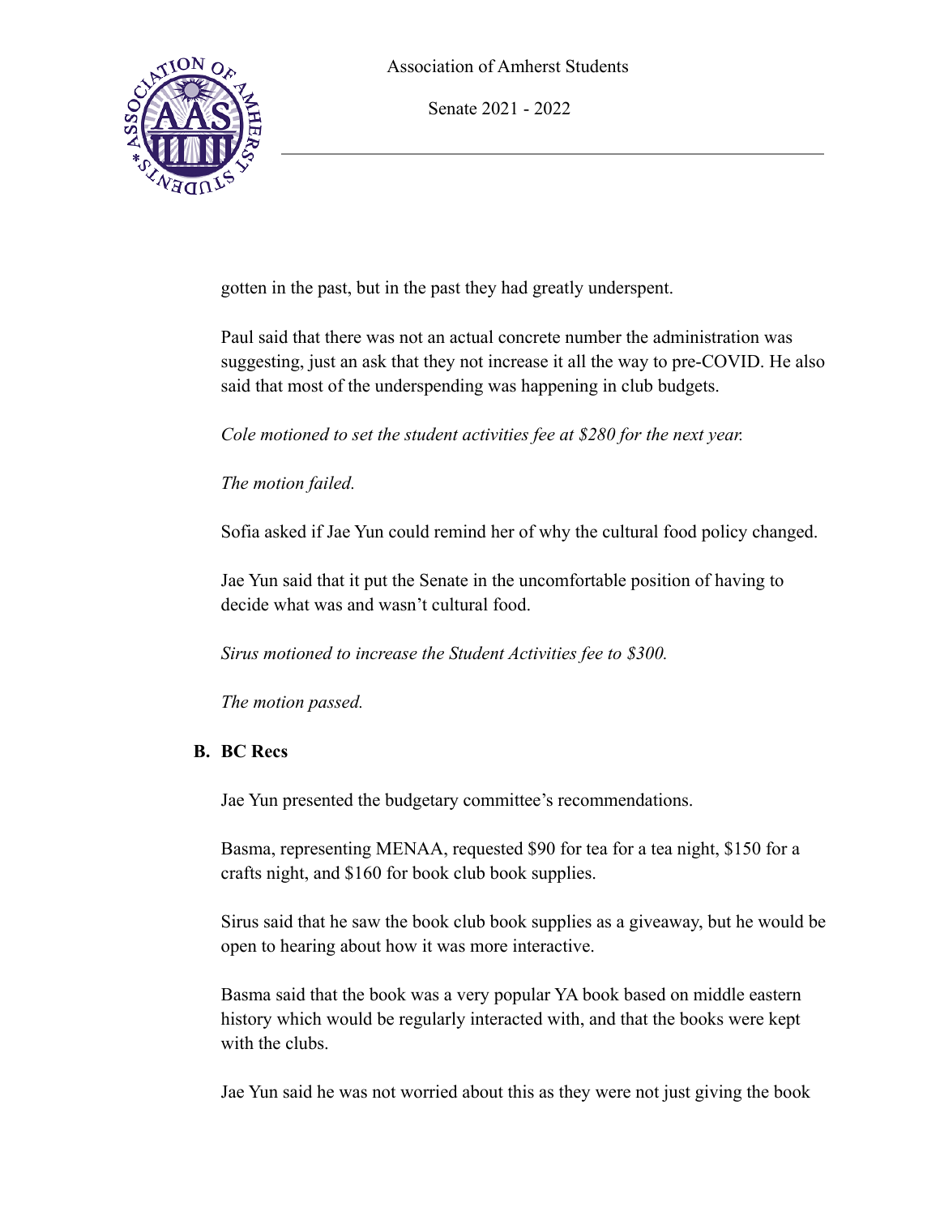gotten in the past, but in the past they had greatly underspent.

Paul said that there was not an actual concrete number the administration was suggesting, just an ask that they not increase it all the way to pre-COVID. He also said that most of the underspending was happening in club budgets.

*Cole motioned to set the student activities fee at $280 for the next year.*

*The motion failed.*

Sofia asked if Jae Yun could remind her of why the cultural food policy changed.

Jae Yun said that it put the Senate in the uncomfortable position of having to decide what was and wasn't cultural food.

*Sirus motioned to increase the Student Activities fee to $300.*

*The motion passed.*

**B. BC Recs**

Jae Yun presented the budgetary committee's recommendations.

Basma, representing MENAA, requested $90 for tea for a tea night, $150 for a crafts night, and $160 for book club book supplies.

Sirus said that he saw the book club book supplies as a giveaway, but he would be open to hearing about how it was more interactive.

Basma said that the book was a very popular YA book based on middle eastern history which would be regularly interacted with, and that the books were kept with the clubs.

Jae Yun said he was not worried about this as they were not just giving the book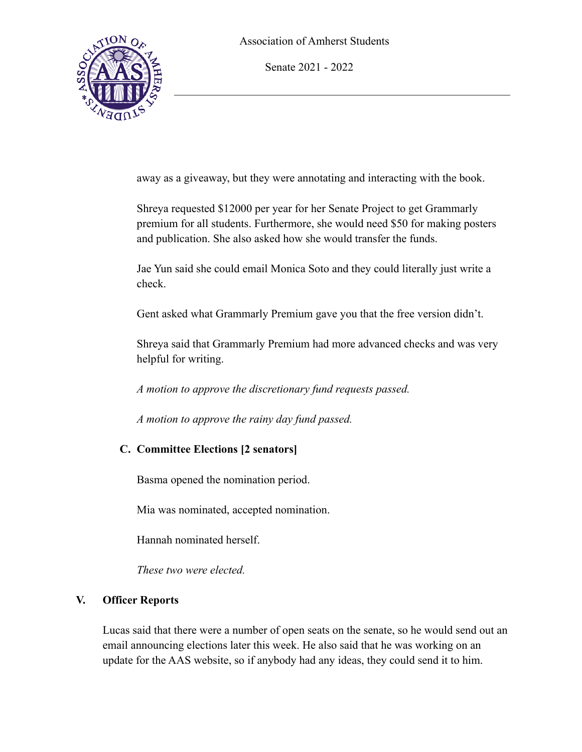away as a giveaway, but they were annotating and interacting with the book.

Shreya requested $12000 per year for her Senate Project to get Grammarly premium for all students. Furthermore, she would need $50 for making posters and publication. She also asked how she would transfer the funds.

Jae Yun said she could email Monica Soto and they could literally just write a check.

Gent asked what Grammarly Premium gave you that the free version didn't.

Shreya said that Grammarly Premium had more advanced checks and was very helpful for writing.

*A motion to approve the discretionary fund requests passed.*

*A motion to approve the rainy day fund passed.*

### C. Committee Elections [2 senators]

Basma opened the nomination period.

Mia was nominated, accepted nomination.

Hannah nominated herself.

*These two were elected.*

## V. Officer Reports

Lucas said that there were a number of open seats on the senate, so he would send out an email announcing elections later this week. He also said that he was working on an update for the AAS website, so if anybody had any ideas, they could send it to him.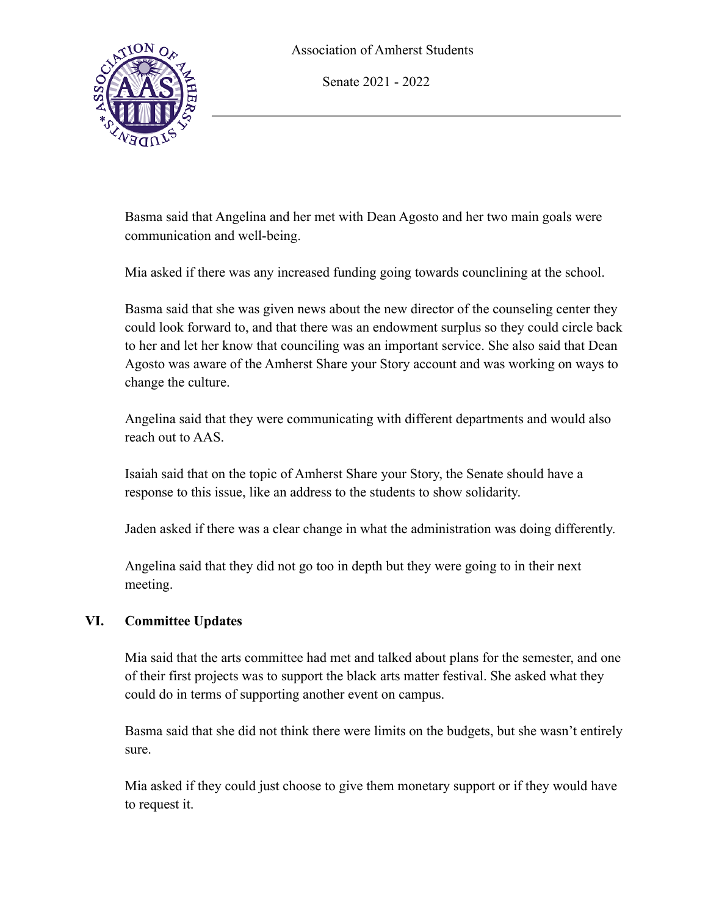Basma said that Angelina and her met with Dean Agosto and her two main goals were communication and well-being.

Mia asked if there was any increased funding going towards counclining at the school.

Basma said that she was given news about the new director of the counseling center they could look forward to, and that there was an endowment surplus so they could circle back to her and let her know that counciling was an important service. She also said that Dean Agosto was aware of the Amherst Share your Story account and was working on ways to change the culture.

Angelina said that they were communicating with different departments and would also reach out to AAS.

Isaiah said that on the topic of Amherst Share your Story, the Senate should have a response to this issue, like an address to the students to show solidarity.

Jaden asked if there was a clear change in what the administration was doing differently.

Angelina said that they did not go too in depth but they were going to in their next meeting.

## VI. Committee Updates

Mia said that the arts committee had met and talked about plans for the semester, and one of their first projects was to support the black arts matter festival. She asked what they could do in terms of supporting another event on campus.

Basma said that she did not think there were limits on the budgets, but she wasn't entirely sure.

Mia asked if they could just choose to give them monetary support or if they would have to request it.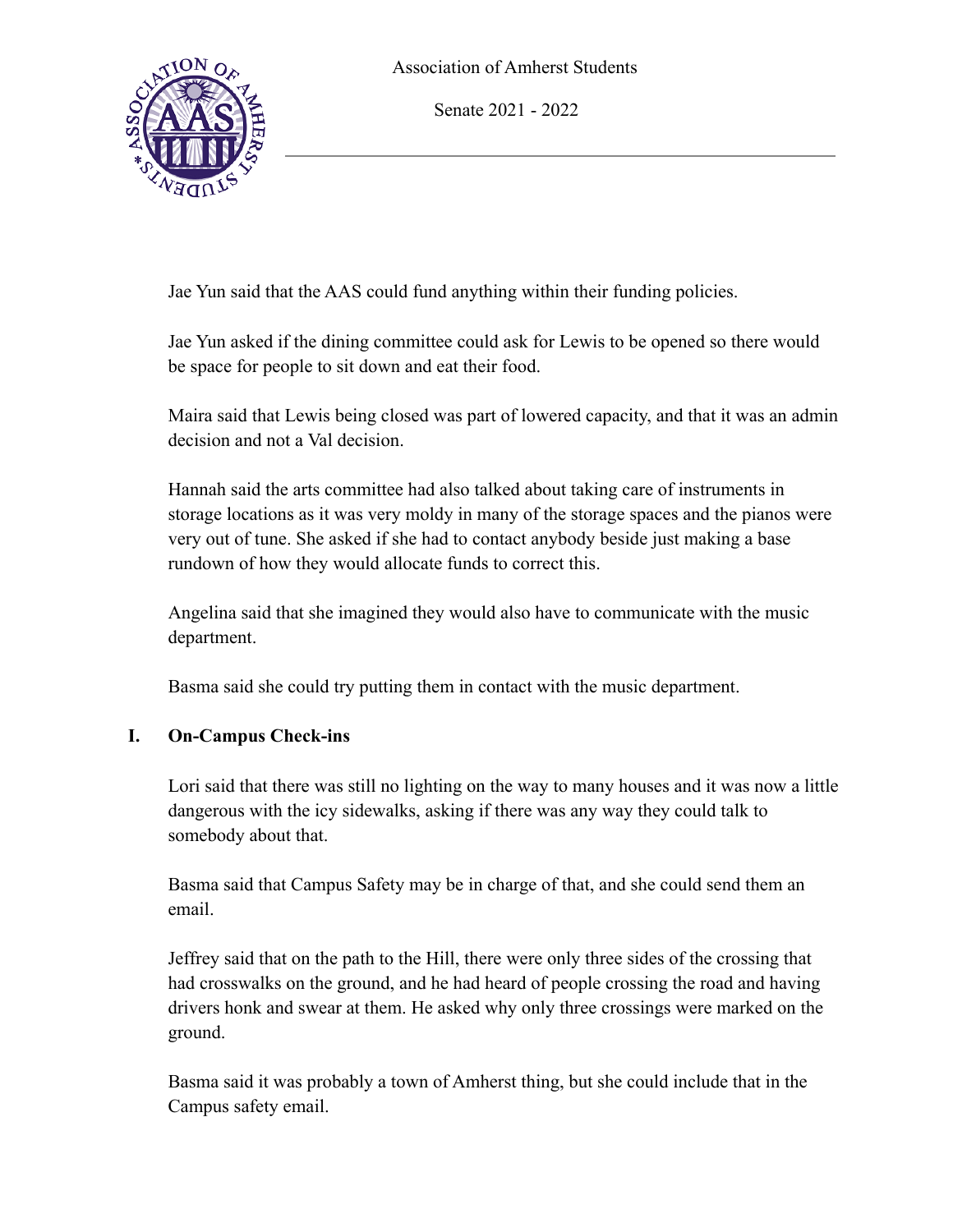Jae Yun said that the AAS could fund anything within their funding policies.

Jae Yun asked if the dining committee could ask for Lewis to be opened so there would be space for people to sit down and eat their food.

Maira said that Lewis being closed was part of lowered capacity, and that it was an admin decision and not a Val decision.

Hannah said the arts committee had also talked about taking care of instruments in storage locations as it was very moldy in many of the storage spaces and the pianos were very out of tune. She asked if she had to contact anybody beside just making a base rundown of how they would allocate funds to correct this.

Angelina said that she imagined they would also have to communicate with the music department.

Basma said she could try putting them in contact with the music department.

## I. On-Campus Check-ins

Lori said that there was still no lighting on the way to many houses and it was now a little dangerous with the icy sidewalks, asking if there was any way they could talk to somebody about that.

Basma said that Campus Safety may be in charge of that, and she could send them an email.

Jeffrey said that on the path to the Hill, there were only three sides of the crossing that had crosswalks on the ground, and he had heard of people crossing the road and having drivers honk and swear at them. He asked why only three crossings were marked on the ground.

Basma said it was probably a town of Amherst thing, but she could include that in the Campus safety email.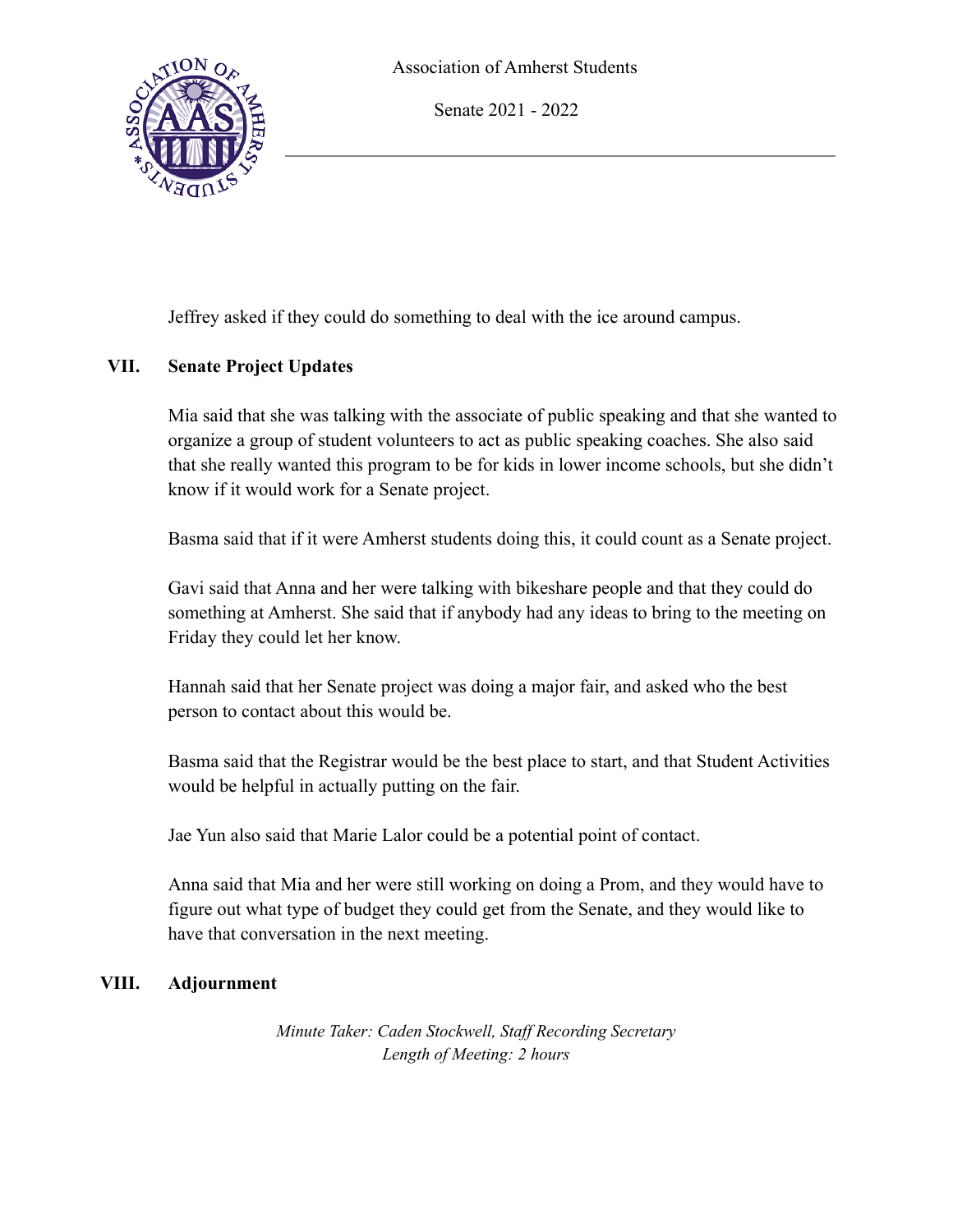Jeffrey asked if they could do something to deal with the ice around campus.

## VII. Senate Project Updates

Mia said that she was talking with the associate of public speaking and that she wanted to organize a group of student volunteers to act as public speaking coaches. She also said that she really wanted this program to be for kids in lower income schools, but she didn't know if it would work for a Senate project.

Basma said that if it were Amherst students doing this, it could count as a Senate project.

Gavi said that Anna and her were talking with bikeshare people and that they could do something at Amherst. She said that if anybody had any ideas to bring to the meeting on Friday they could let her know.

Hannah said that her Senate project was doing a major fair, and asked who the best person to contact about this would be.

Basma said that the Registrar would be the best place to start, and that Student Activities would be helpful in actually putting on the fair.

Jae Yun also said that Marie Lalor could be a potential point of contact.

Anna said that Mia and her were still working on doing a Prom, and they would have to figure out what type of budget they could get from the Senate, and they would like to have that conversation in the next meeting.

## VIII. Adjournment

*Minute Taker: Caden Stockwell, Staff Recording Secretary*
*Length of Meeting: 2 hours*